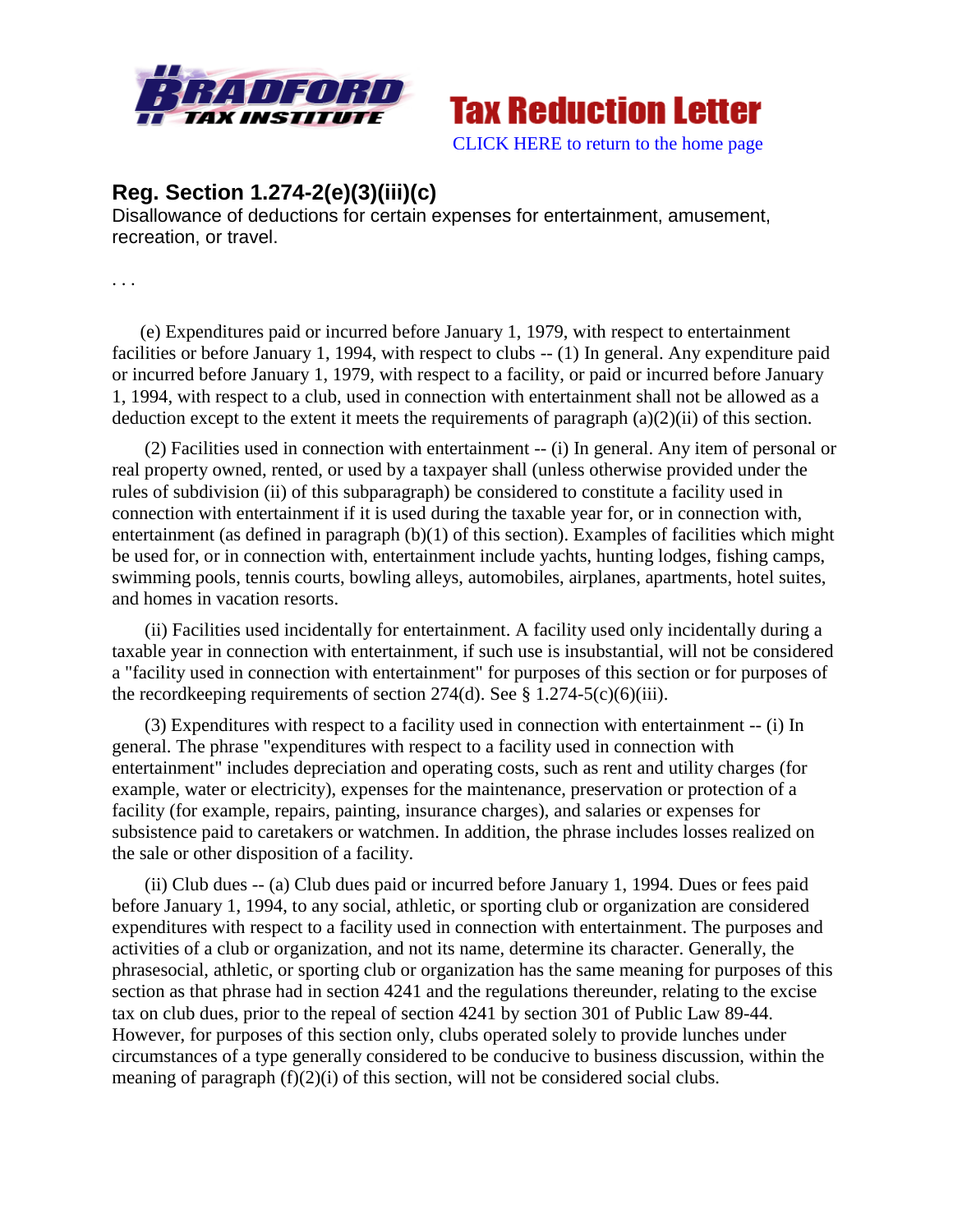Bradford Tax Institute

Tax Reduction Letter

CLICK HERE to return to the home page

## Reg. Section 1.274-2(e)(3)(iii)(c)

Disallowance of deductions for certain expenses for entertainment, amusement, recreation, or travel.

. . .

(e) Expenditures paid or incurred before January 1, 1979, with respect to entertainment facilities or before January 1, 1994, with respect to clubs -- (1) In general. Any expenditure paid or incurred before January 1, 1979, with respect to a facility, or paid or incurred before January 1, 1994, with respect to a club, used in connection with entertainment shall not be allowed as a deduction except to the extent it meets the requirements of paragraph (a)(2)(ii) of this section.

(2) Facilities used in connection with entertainment -- (i) In general. Any item of personal or real property owned, rented, or used by a taxpayer shall (unless otherwise provided under the rules of subdivision (ii) of this subparagraph) be considered to constitute a facility used in connection with entertainment if it is used during the taxable year for, or in connection with, entertainment (as defined in paragraph (b)(1) of this section). Examples of facilities which might be used for, or in connection with, entertainment include yachts, hunting lodges, fishing camps, swimming pools, tennis courts, bowling alleys, automobiles, airplanes, apartments, hotel suites, and homes in vacation resorts.

(ii) Facilities used incidentally for entertainment. A facility used only incidentally during a taxable year in connection with entertainment, if such use is insubstantial, will not be considered a "facility used in connection with entertainment" for purposes of this section or for purposes of the recordkeeping requirements of section 274(d). See § 1.274-5(c)(6)(iii).

(3) Expenditures with respect to a facility used in connection with entertainment -- (i) In general. The phrase "expenditures with respect to a facility used in connection with entertainment" includes depreciation and operating costs, such as rent and utility charges (for example, water or electricity), expenses for the maintenance, preservation or protection of a facility (for example, repairs, painting, insurance charges), and salaries or expenses for subsistence paid to caretakers or watchmen. In addition, the phrase includes losses realized on the sale or other disposition of a facility.

(ii) Club dues -- (a) Club dues paid or incurred before January 1, 1994. Dues or fees paid before January 1, 1994, to any social, athletic, or sporting club or organization are considered expenditures with respect to a facility used in connection with entertainment. The purposes and activities of a club or organization, and not its name, determine its character. Generally, the phrasesocial, athletic, or sporting club or organization has the same meaning for purposes of this section as that phrase had in section 4241 and the regulations thereunder, relating to the excise tax on club dues, prior to the repeal of section 4241 by section 301 of Public Law 89-44. However, for purposes of this section only, clubs operated solely to provide lunches under circumstances of a type generally considered to be conducive to business discussion, within the meaning of paragraph (f)(2)(i) of this section, will not be considered social clubs.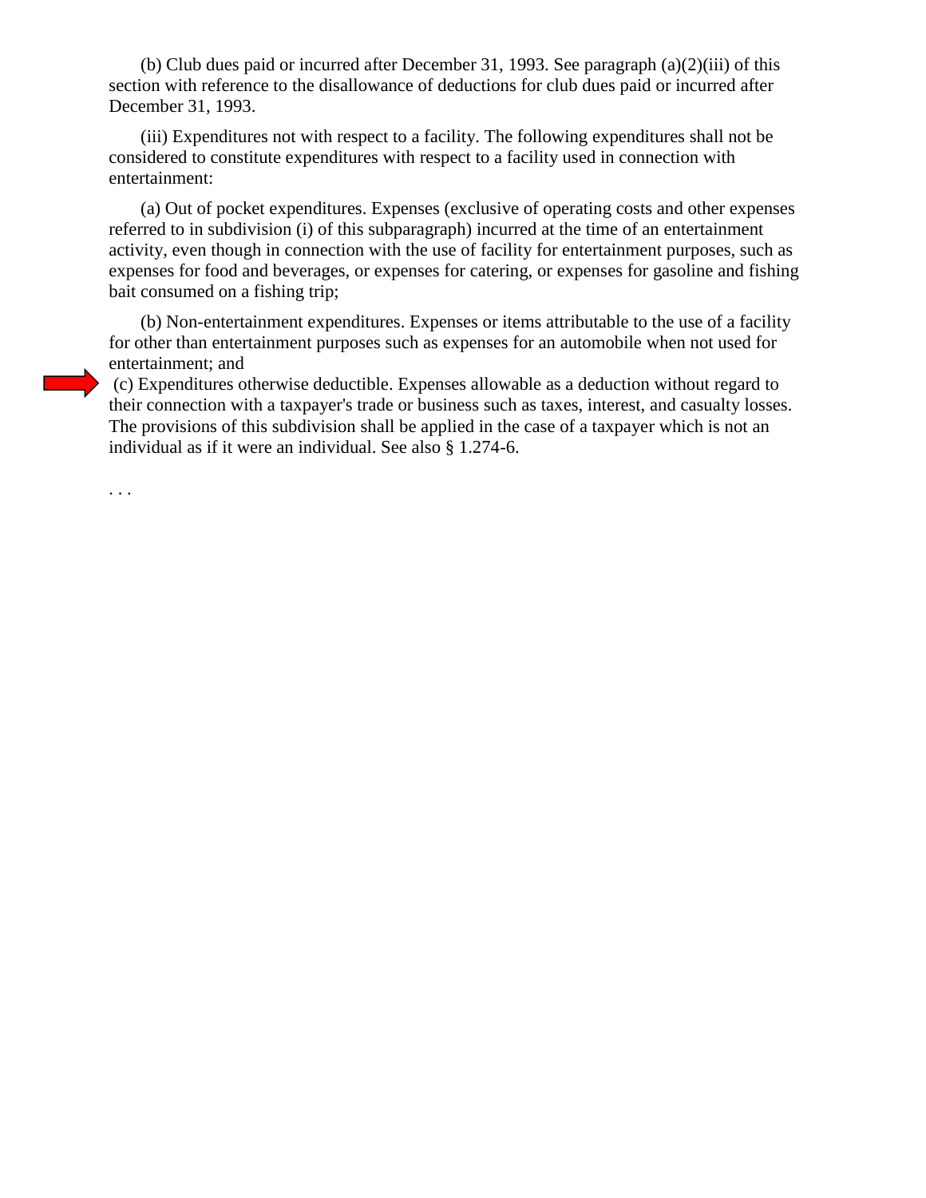(b) Club dues paid or incurred after December 31, 1993. See paragraph (a)(2)(iii) of this section with reference to the disallowance of deductions for club dues paid or incurred after December 31, 1993.

(iii) Expenditures not with respect to a facility. The following expenditures shall not be considered to constitute expenditures with respect to a facility used in connection with entertainment:

(a) Out of pocket expenditures. Expenses (exclusive of operating costs and other expenses referred to in subdivision (i) of this subparagraph) incurred at the time of an entertainment activity, even though in connection with the use of facility for entertainment purposes, such as expenses for food and beverages, or expenses for catering, or expenses for gasoline and fishing bait consumed on a fishing trip;

(b) Non-entertainment expenditures. Expenses or items attributable to the use of a facility for other than entertainment purposes such as expenses for an automobile when not used for entertainment; and

(c) Expenditures otherwise deductible. Expenses allowable as a deduction without regard to their connection with a taxpayer's trade or business such as taxes, interest, and casualty losses. The provisions of this subdivision shall be applied in the case of a taxpayer which is not an individual as if it were an individual. See also § 1.274-6.

. . .